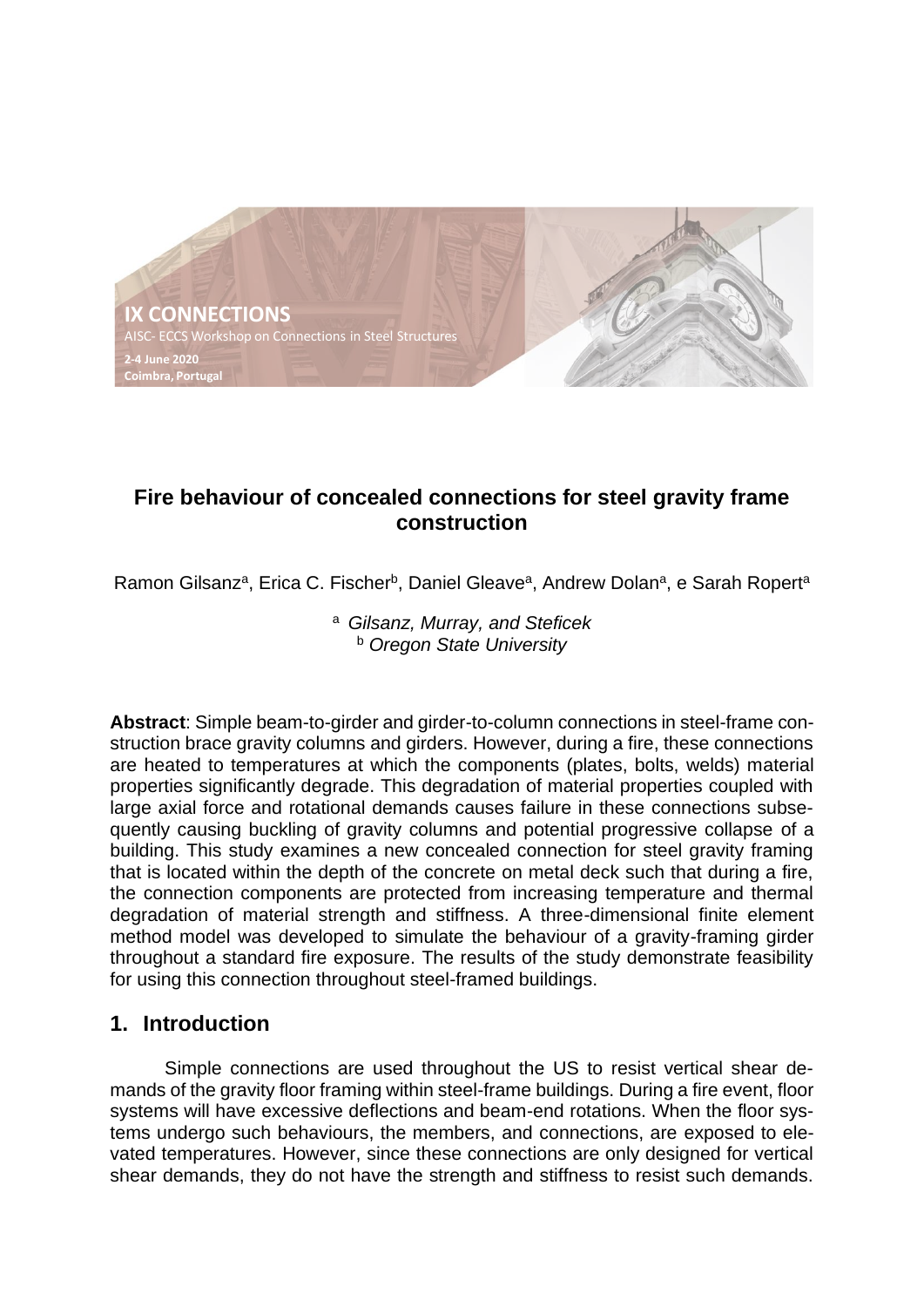IX CONNECTIONS

AISC- ECCS Workshop on Connections in Steel Structures

2-4 June 2020

Coimbra, Portugal

# Fire behaviour of concealed connections for steel gravity frame construction

Ramon Gilsanz[a], Erica C. Fischer[b], Daniel Gleave[a], Andrew Dolan[a], e Sarah Ropert[a]

[a] *Gilsanz, Murray, and Steficek*

[b] *Oregon State University*

**Abstract**: Simple beam-to-girder and girder-to-column connections in steel-frame construction brace gravity columns and girders. However, during a fire, these connections are heated to temperatures at which the components (plates, bolts, welds) material properties significantly degrade. This degradation of material properties coupled with large axial force and rotational demands causes failure in these connections subsequently causing buckling of gravity columns and potential progressive collapse of a building. This study examines a new concealed connection for steel gravity framing that is located within the depth of the concrete on metal deck such that during a fire, the connection components are protected from increasing temperature and thermal degradation of material strength and stiffness. A three-dimensional finite element method model was developed to simulate the behaviour of a gravity-framing girder throughout a standard fire exposure. The results of the study demonstrate feasibility for using this connection throughout steel-framed buildings.

## 1. Introduction

Simple connections are used throughout the US to resist vertical shear demands of the gravity floor framing within steel-frame buildings. During a fire event, floor systems will have excessive deflections and beam-end rotations. When the floor systems undergo such behaviours, the members, and connections, are exposed to elevated temperatures. However, since these connections are only designed for vertical shear demands, they do not have the strength and stiffness to resist such demands.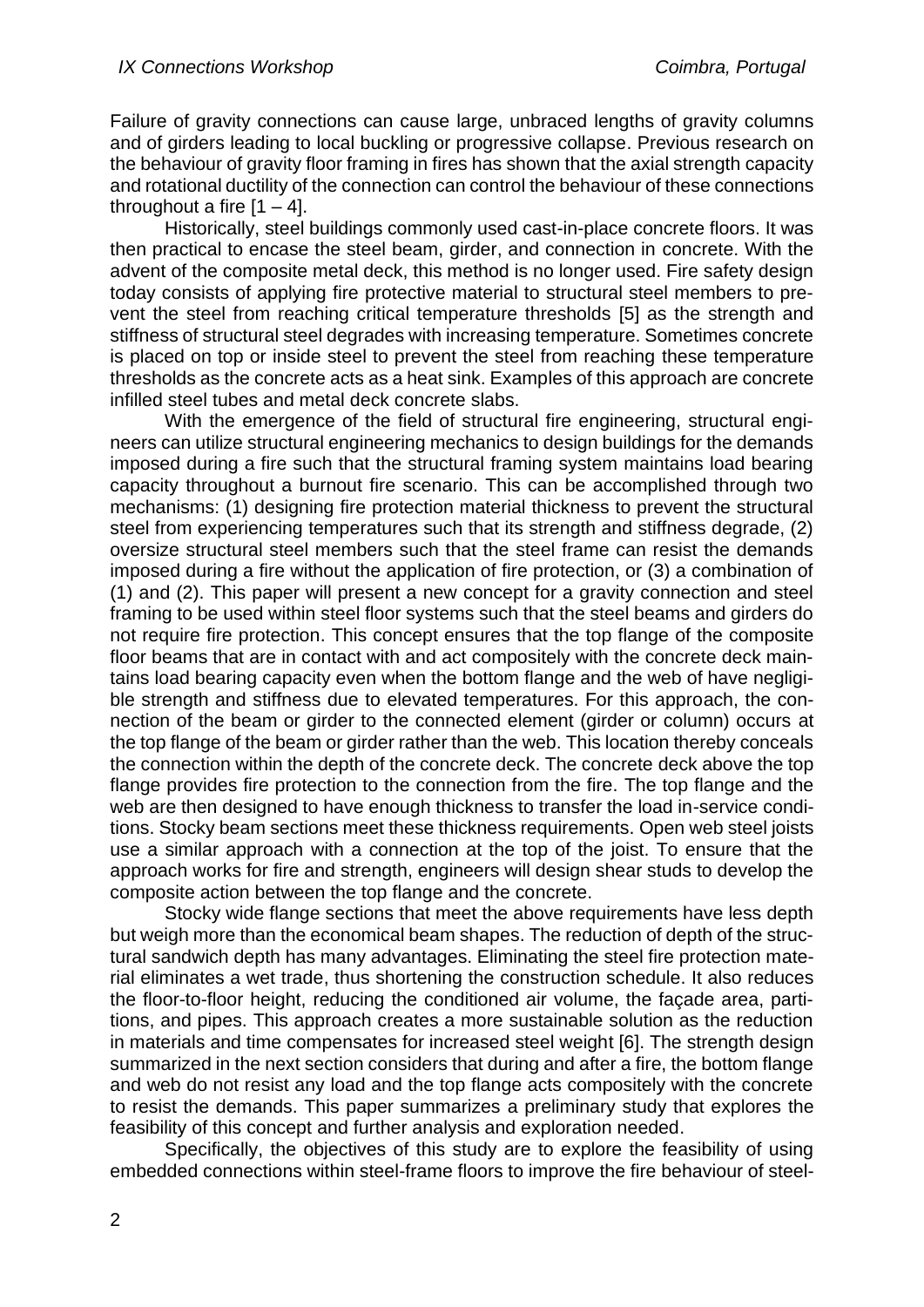Failure of gravity connections can cause large, unbraced lengths of gravity columns and of girders leading to local buckling or progressive collapse. Previous research on the behaviour of gravity floor framing in fires has shown that the axial strength capacity and rotational ductility of the connection can control the behaviour of these connections throughout a fire [1 – 4].

Historically, steel buildings commonly used cast-in-place concrete floors. It was then practical to encase the steel beam, girder, and connection in concrete. With the advent of the composite metal deck, this method is no longer used. Fire safety design today consists of applying fire protective material to structural steel members to prevent the steel from reaching critical temperature thresholds [5] as the strength and stiffness of structural steel degrades with increasing temperature. Sometimes concrete is placed on top or inside steel to prevent the steel from reaching these temperature thresholds as the concrete acts as a heat sink. Examples of this approach are concrete infilled steel tubes and metal deck concrete slabs.

With the emergence of the field of structural fire engineering, structural engineers can utilize structural engineering mechanics to design buildings for the demands imposed during a fire such that the structural framing system maintains load bearing capacity throughout a burnout fire scenario. This can be accomplished through two mechanisms: (1) designing fire protection material thickness to prevent the structural steel from experiencing temperatures such that its strength and stiffness degrade, (2) oversize structural steel members such that the steel frame can resist the demands imposed during a fire without the application of fire protection, or (3) a combination of (1) and (2). This paper will present a new concept for a gravity connection and steel framing to be used within steel floor systems such that the steel beams and girders do not require fire protection. This concept ensures that the top flange of the composite floor beams that are in contact with and act compositely with the concrete deck maintains load bearing capacity even when the bottom flange and the web of have negligible strength and stiffness due to elevated temperatures. For this approach, the connection of the beam or girder to the connected element (girder or column) occurs at the top flange of the beam or girder rather than the web. This location thereby conceals the connection within the depth of the concrete deck. The concrete deck above the top flange provides fire protection to the connection from the fire. The top flange and the web are then designed to have enough thickness to transfer the load in-service conditions. Stocky beam sections meet these thickness requirements. Open web steel joists use a similar approach with a connection at the top of the joist. To ensure that the approach works for fire and strength, engineers will design shear studs to develop the composite action between the top flange and the concrete.

Stocky wide flange sections that meet the above requirements have less depth but weigh more than the economical beam shapes. The reduction of depth of the structural sandwich depth has many advantages. Eliminating the steel fire protection material eliminates a wet trade, thus shortening the construction schedule. It also reduces the floor-to-floor height, reducing the conditioned air volume, the façade area, partitions, and pipes. This approach creates a more sustainable solution as the reduction in materials and time compensates for increased steel weight [6]. The strength design summarized in the next section considers that during and after a fire, the bottom flange and web do not resist any load and the top flange acts compositely with the concrete to resist the demands. This paper summarizes a preliminary study that explores the feasibility of this concept and further analysis and exploration needed.

Specifically, the objectives of this study are to explore the feasibility of using embedded connections within steel-frame floors to improve the fire behaviour of steel-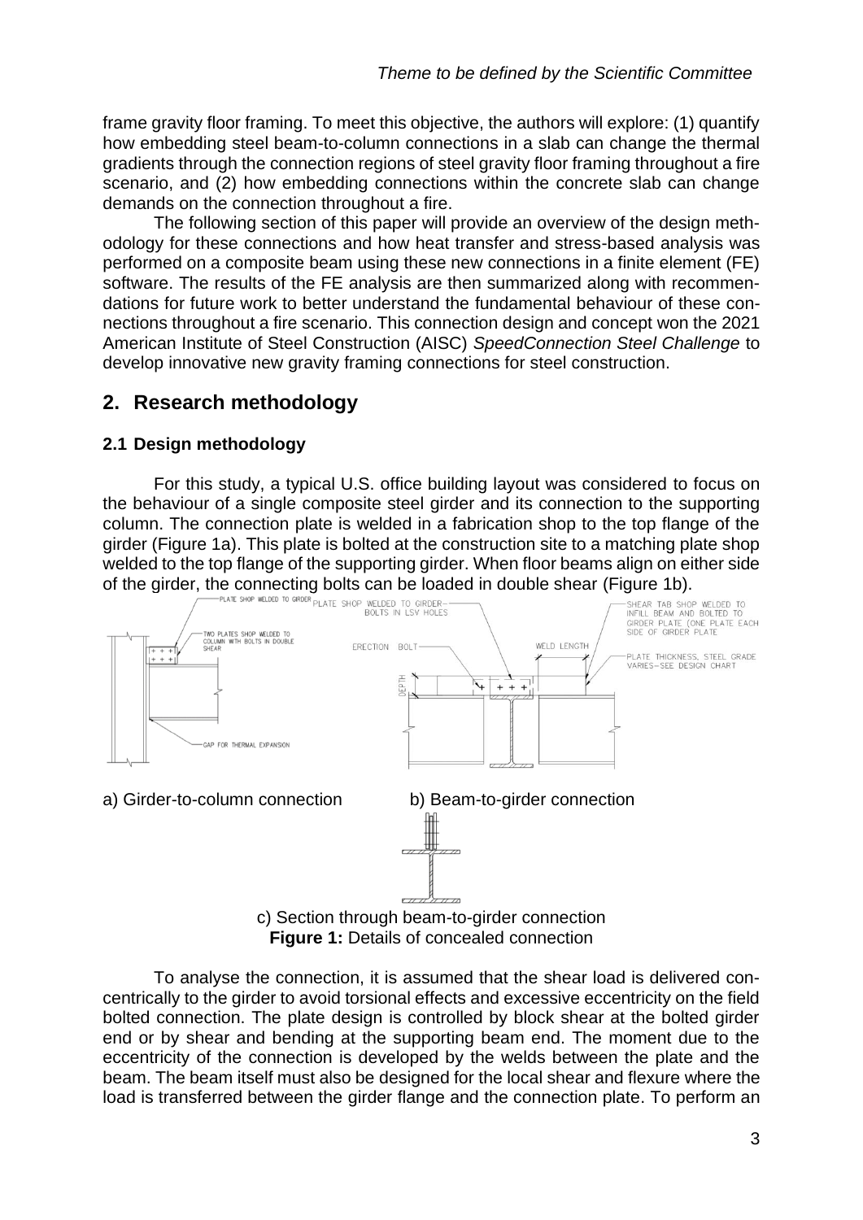frame gravity floor framing. To meet this objective, the authors will explore: (1) quantify how embedding steel beam-to-column connections in a slab can change the thermal gradients through the connection regions of steel gravity floor framing throughout a fire scenario, and (2) how embedding connections within the concrete slab can change demands on the connection throughout a fire.

The following section of this paper will provide an overview of the design methodology for these connections and how heat transfer and stress-based analysis was performed on a composite beam using these new connections in a finite element (FE) software. The results of the FE analysis are then summarized along with recommendations for future work to better understand the fundamental behaviour of these connections throughout a fire scenario. This connection design and concept won the 2021 American Institute of Steel Construction (AISC) *SpeedConnection Steel Challenge* to develop innovative new gravity framing connections for steel construction.

## 2. Research methodology

### 2.1 Design methodology

For this study, a typical U.S. office building layout was considered to focus on the behaviour of a single composite steel girder and its connection to the supporting column. The connection plate is welded in a fabrication shop to the top flange of the girder (Figure 1a). This plate is bolted at the construction site to a matching plate shop welded to the top flange of the supporting girder. When floor beams align on either side of the girder, the connecting bolts can be loaded in double shear (Figure 1b).

a) Girder-to-column connection    b) Beam-to-girder connection

c) Section through beam-to-girder connection

**Figure 1:** Details of concealed connection

To analyse the connection, it is assumed that the shear load is delivered concentrically to the girder to avoid torsional effects and excessive eccentricity on the field bolted connection. The plate design is controlled by block shear at the bolted girder end or by shear and bending at the supporting beam end. The moment due to the eccentricity of the connection is developed by the welds between the plate and the beam. The beam itself must also be designed for the local shear and flexure where the load is transferred between the girder flange and the connection plate. To perform an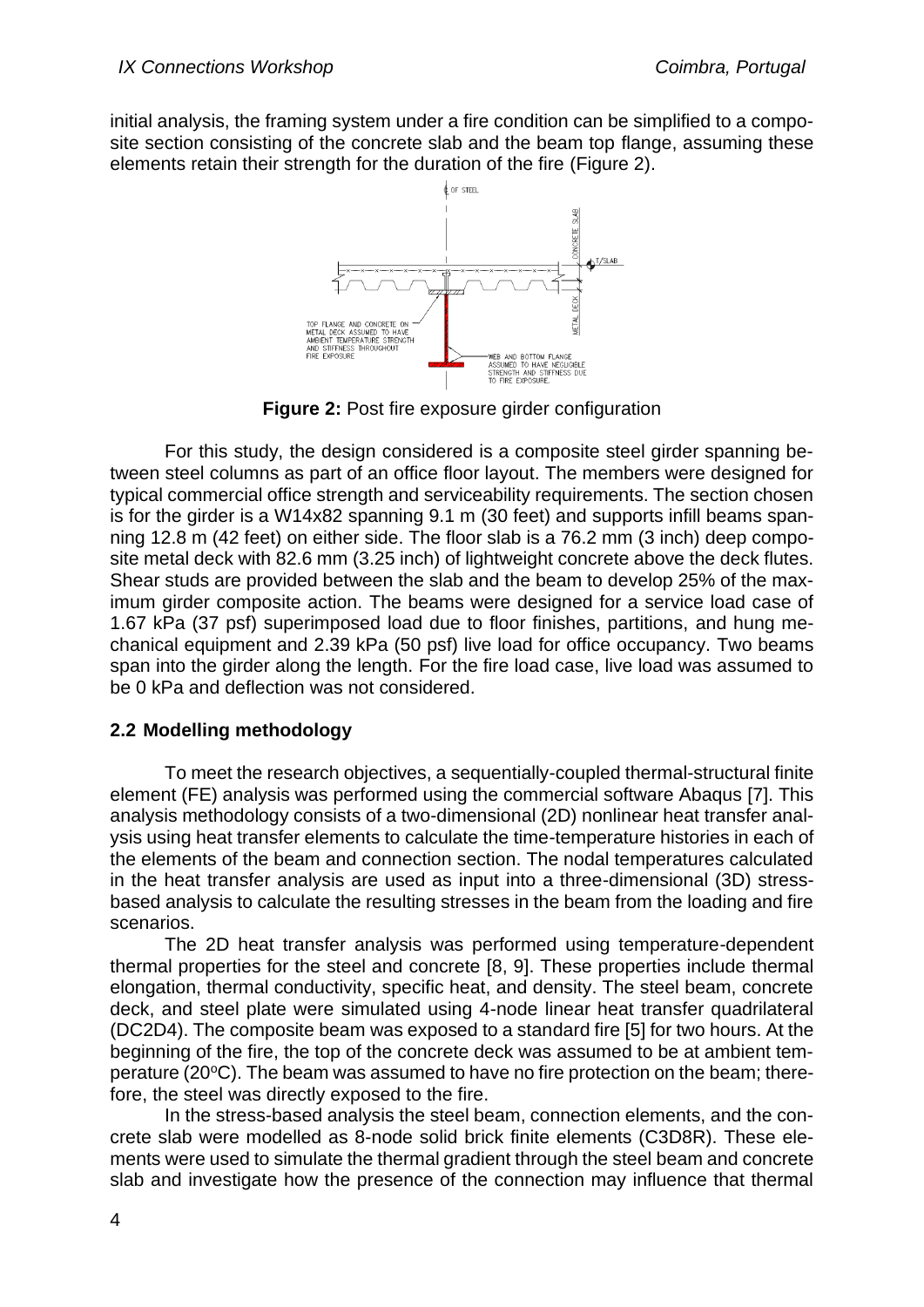initial analysis, the framing system under a fire condition can be simplified to a composite section consisting of the concrete slab and the beam top flange, assuming these elements retain their strength for the duration of the fire (Figure 2).

**Figure 2:** Post fire exposure girder configuration

For this study, the design considered is a composite steel girder spanning between steel columns as part of an office floor layout. The members were designed for typical commercial office strength and serviceability requirements. The section chosen is for the girder is a W14x82 spanning 9.1 m (30 feet) and supports infill beams spanning 12.8 m (42 feet) on either side. The floor slab is a 76.2 mm (3 inch) deep composite metal deck with 82.6 mm (3.25 inch) of lightweight concrete above the deck flutes. Shear studs are provided between the slab and the beam to develop 25% of the maximum girder composite action. The beams were designed for a service load case of 1.67 kPa (37 psf) superimposed load due to floor finishes, partitions, and hung mechanical equipment and 2.39 kPa (50 psf) live load for office occupancy. Two beams span into the girder along the length. For the fire load case, live load was assumed to be 0 kPa and deflection was not considered.

## 2.2 Modelling methodology

To meet the research objectives, a sequentially-coupled thermal-structural finite element (FE) analysis was performed using the commercial software Abaqus [7]. This analysis methodology consists of a two-dimensional (2D) nonlinear heat transfer analysis using heat transfer elements to calculate the time-temperature histories in each of the elements of the beam and connection section. The nodal temperatures calculated in the heat transfer analysis are used as input into a three-dimensional (3D) stress-based analysis to calculate the resulting stresses in the beam from the loading and fire scenarios.

The 2D heat transfer analysis was performed using temperature-dependent thermal properties for the steel and concrete [8, 9]. These properties include thermal elongation, thermal conductivity, specific heat, and density. The steel beam, concrete deck, and steel plate were simulated using 4-node linear heat transfer quadrilateral (DC2D4). The composite beam was exposed to a standard fire [5] for two hours. At the beginning of the fire, the top of the concrete deck was assumed to be at ambient temperature (20°C). The beam was assumed to have no fire protection on the beam; therefore, the steel was directly exposed to the fire.

In the stress-based analysis the steel beam, connection elements, and the concrete slab were modelled as 8-node solid brick finite elements (C3D8R). These elements were used to simulate the thermal gradient through the steel beam and concrete slab and investigate how the presence of the connection may influence that thermal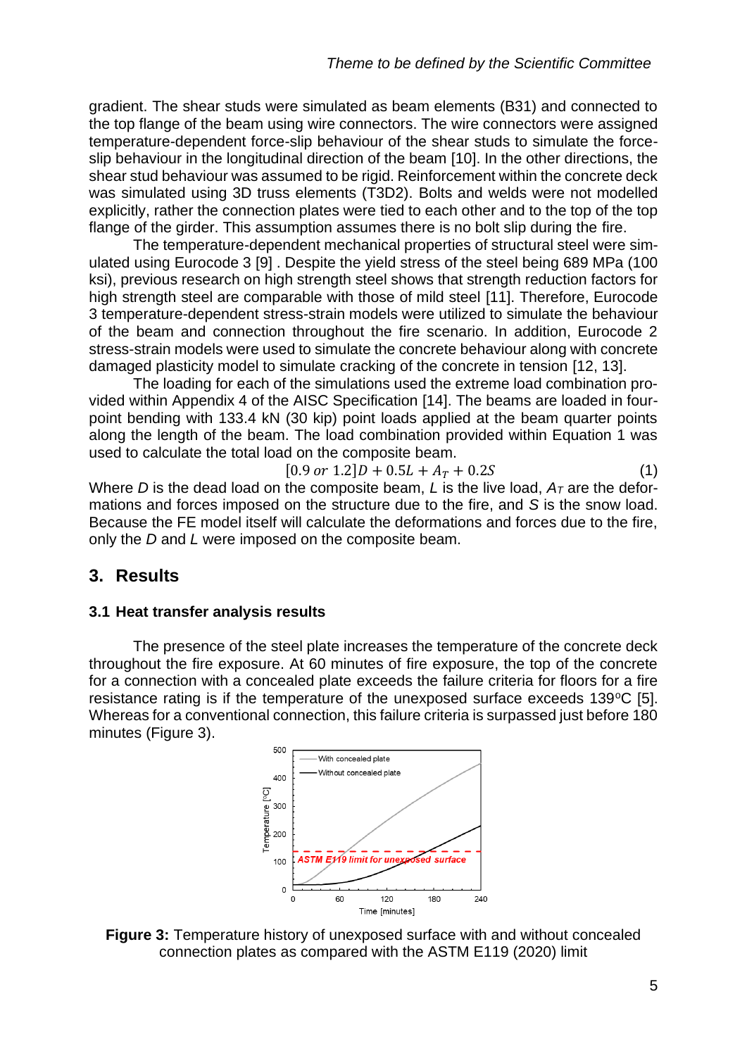gradient. The shear studs were simulated as beam elements (B31) and connected to the top flange of the beam using wire connectors. The wire connectors were assigned temperature-dependent force-slip behaviour of the shear studs to simulate the force-slip behaviour in the longitudinal direction of the beam [10]. In the other directions, the shear stud behaviour was assumed to be rigid. Reinforcement within the concrete deck was simulated using 3D truss elements (T3D2). Bolts and welds were not modelled explicitly, rather the connection plates were tied to each other and to the top of the top flange of the girder. This assumption assumes there is no bolt slip during the fire.

The temperature-dependent mechanical properties of structural steel were simulated using Eurocode 3 [9] . Despite the yield stress of the steel being 689 MPa (100 ksi), previous research on high strength steel shows that strength reduction factors for high strength steel are comparable with those of mild steel [11]. Therefore, Eurocode 3 temperature-dependent stress-strain models were utilized to simulate the behaviour of the beam and connection throughout the fire scenario. In addition, Eurocode 2 stress-strain models were used to simulate the concrete behaviour along with concrete damaged plasticity model to simulate cracking of the concrete in tension [12, 13].

The loading for each of the simulations used the extreme load combination provided within Appendix 4 of the AISC Specification [14]. The beams are loaded in four-point bending with 133.4 kN (30 kip) point loads applied at the beam quarter points along the length of the beam. The load combination provided within Equation 1 was used to calculate the total load on the composite beam.

$$[0.9 \text{ or } 1.2]D + 0.5L + A_T + 0.2S \tag{1}$$

Where $D$ is the dead load on the composite beam, $L$ is the live load, $A_T$ are the deformations and forces imposed on the structure due to the fire, and $S$ is the snow load. Because the FE model itself will calculate the deformations and forces due to the fire, only the $D$ and $L$ were imposed on the composite beam.

## 3. Results

### 3.1 Heat transfer analysis results

The presence of the steel plate increases the temperature of the concrete deck throughout the fire exposure. At 60 minutes of fire exposure, the top of the concrete for a connection with a concealed plate exceeds the failure criteria for floors for a fire resistance rating is if the temperature of the unexposed surface exceeds 139°C [5]. Whereas for a conventional connection, this failure criteria is surpassed just before 180 minutes (Figure 3).

**Figure 3:** Temperature history of unexposed surface with and without concealed connection plates as compared with the ASTM E119 (2020) limit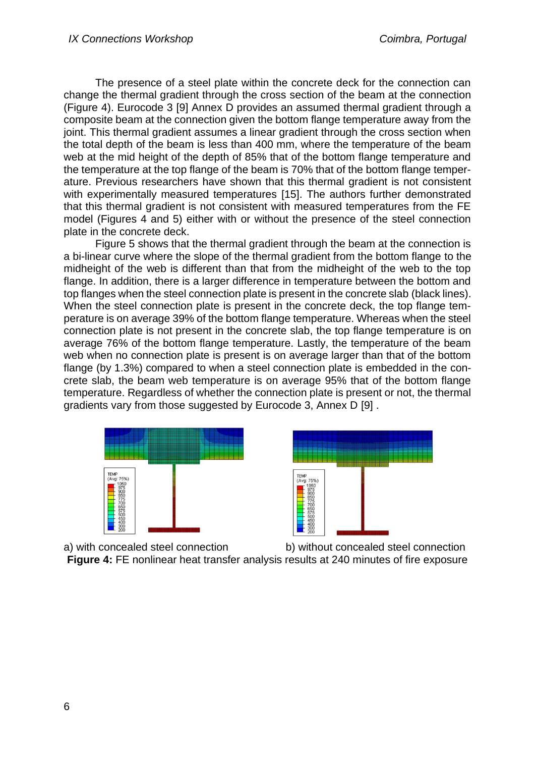The presence of a steel plate within the concrete deck for the connection can change the thermal gradient through the cross section of the beam at the connection (Figure 4). Eurocode 3 [9] Annex D provides an assumed thermal gradient through a composite beam at the connection given the bottom flange temperature away from the joint. This thermal gradient assumes a linear gradient through the cross section when the total depth of the beam is less than 400 mm, where the temperature of the beam web at the mid height of the depth of 85% that of the bottom flange temperature and the temperature at the top flange of the beam is 70% that of the bottom flange temperature. Previous researchers have shown that this thermal gradient is not consistent with experimentally measured temperatures [15]. The authors further demonstrated that this thermal gradient is not consistent with measured temperatures from the FE model (Figures 4 and 5) either with or without the presence of the steel connection plate in the concrete deck.

Figure 5 shows that the thermal gradient through the beam at the connection is a bi-linear curve where the slope of the thermal gradient from the bottom flange to the midheight of the web is different than that from the midheight of the web to the top flange. In addition, there is a larger difference in temperature between the bottom and top flanges when the steel connection plate is present in the concrete slab (black lines). When the steel connection plate is present in the concrete deck, the top flange temperature is on average 39% of the bottom flange temperature. Whereas when the steel connection plate is not present in the concrete slab, the top flange temperature is on average 76% of the bottom flange temperature. Lastly, the temperature of the beam web when no connection plate is present is on average larger than that of the bottom flange (by 1.3%) compared to when a steel connection plate is embedded in the concrete slab, the beam web temperature is on average 95% that of the bottom flange temperature. Regardless of whether the connection plate is present or not, the thermal gradients vary from those suggested by Eurocode 3, Annex D [9] .

a) with concealed steel connection b) without concealed steel connection

**Figure 4:** FE nonlinear heat transfer analysis results at 240 minutes of fire exposure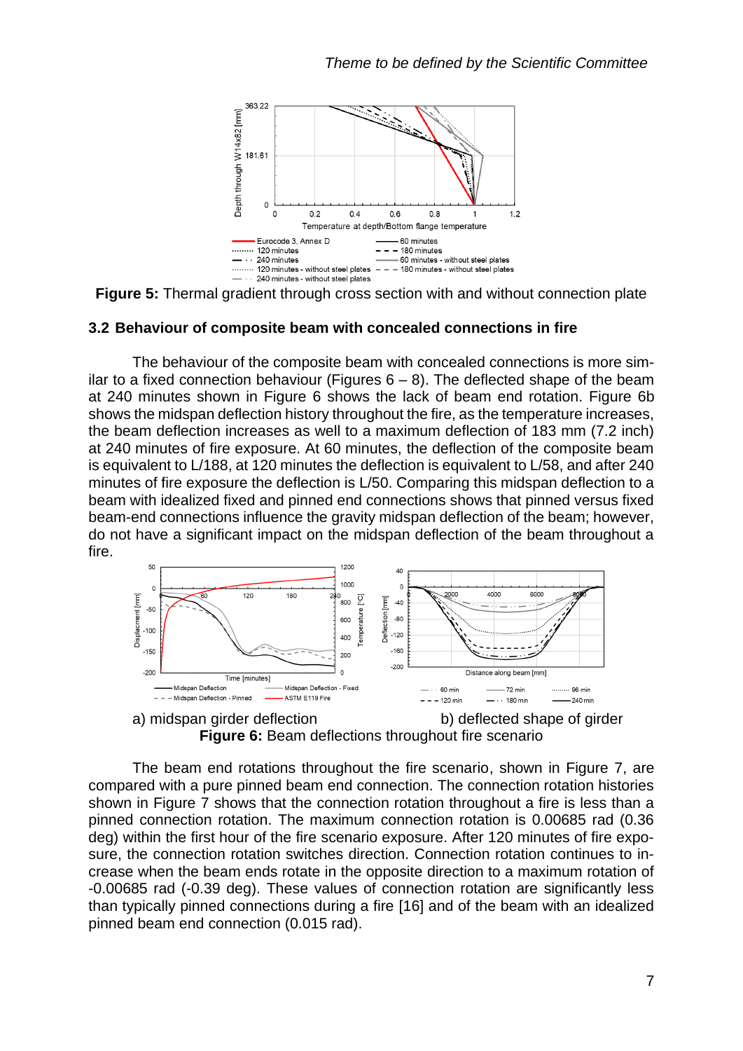**Figure 5:** Thermal gradient through cross section with and without connection plate

### 3.2 Behaviour of composite beam with concealed connections in fire

The behaviour of the composite beam with concealed connections is more similar to a fixed connection behaviour (Figures 6 – 8). The deflected shape of the beam at 240 minutes shown in Figure 6 shows the lack of beam end rotation. Figure 6b shows the midspan deflection history throughout the fire, as the temperature increases, the beam deflection increases as well to a maximum deflection of 183 mm (7.2 inch) at 240 minutes of fire exposure. At 60 minutes, the deflection of the composite beam is equivalent to L/188, at 120 minutes the deflection is equivalent to L/58, and after 240 minutes of fire exposure the deflection is L/50. Comparing this midspan deflection to a beam with idealized fixed and pinned end connections shows that pinned versus fixed beam-end connections influence the gravity midspan deflection of the beam; however, do not have a significant impact on the midspan deflection of the beam throughout a fire.

a) midspan girder deflection b) deflected shape of girder

**Figure 6:** Beam deflections throughout fire scenario

The beam end rotations throughout the fire scenario, shown in Figure 7, are compared with a pure pinned beam end connection. The connection rotation histories shown in Figure 7 shows that the connection rotation throughout a fire is less than a pinned connection rotation. The maximum connection rotation is 0.00685 rad (0.36 deg) within the first hour of the fire scenario exposure. After 120 minutes of fire exposure, the connection rotation switches direction. Connection rotation continues to increase when the beam ends rotate in the opposite direction to a maximum rotation of -0.00685 rad (-0.39 deg). These values of connection rotation are significantly less than typically pinned connections during a fire [16] and of the beam with an idealized pinned beam end connection (0.015 rad).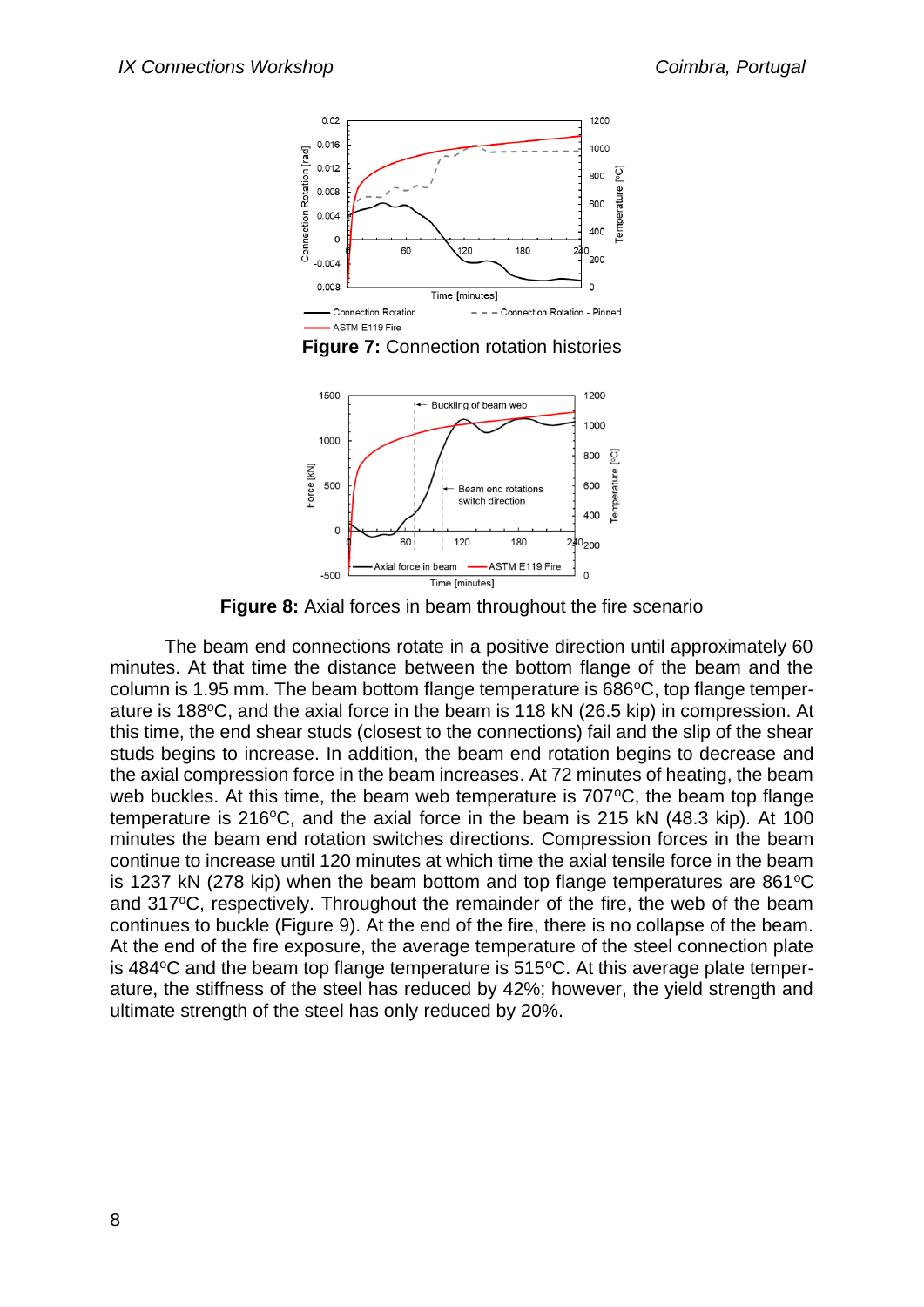**Figure 7:** Connection rotation histories

**Figure 8:** Axial forces in beam throughout the fire scenario

The beam end connections rotate in a positive direction until approximately 60 minutes. At that time the distance between the bottom flange of the beam and the column is 1.95 mm. The beam bottom flange temperature is 686°C, top flange temperature is 188°C, and the axial force in the beam is 118 kN (26.5 kip) in compression. At this time, the end shear studs (closest to the connections) fail and the slip of the shear studs begins to increase. In addition, the beam end rotation begins to decrease and the axial compression force in the beam increases. At 72 minutes of heating, the beam web buckles. At this time, the beam web temperature is 707°C, the beam top flange temperature is 216°C, and the axial force in the beam is 215 kN (48.3 kip). At 100 minutes the beam end rotation switches directions. Compression forces in the beam continue to increase until 120 minutes at which time the axial tensile force in the beam is 1237 kN (278 kip) when the beam bottom and top flange temperatures are 861°C and 317°C, respectively. Throughout the remainder of the fire, the web of the beam continues to buckle (Figure 9). At the end of the fire, there is no collapse of the beam. At the end of the fire exposure, the average temperature of the steel connection plate is 484°C and the beam top flange temperature is 515°C. At this average plate temperature, the stiffness of the steel has reduced by 42%; however, the yield strength and ultimate strength of the steel has only reduced by 20%.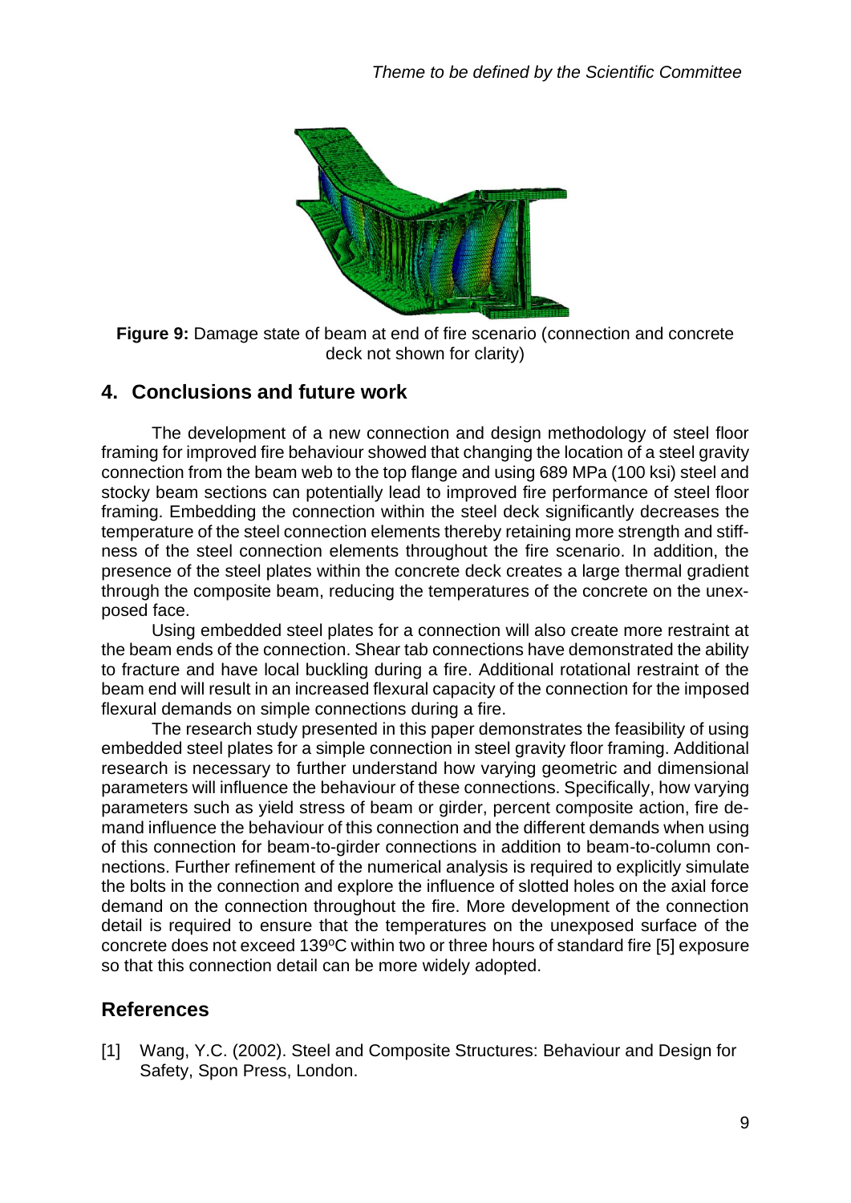**Figure 9:** Damage state of beam at end of fire scenario (connection and concrete deck not shown for clarity)

## 4. Conclusions and future work

The development of a new connection and design methodology of steel floor framing for improved fire behaviour showed that changing the location of a steel gravity connection from the beam web to the top flange and using 689 MPa (100 ksi) steel and stocky beam sections can potentially lead to improved fire performance of steel floor framing. Embedding the connection within the steel deck significantly decreases the temperature of the steel connection elements thereby retaining more strength and stiffness of the steel connection elements throughout the fire scenario. In addition, the presence of the steel plates within the concrete deck creates a large thermal gradient through the composite beam, reducing the temperatures of the concrete on the unexposed face.

Using embedded steel plates for a connection will also create more restraint at the beam ends of the connection. Shear tab connections have demonstrated the ability to fracture and have local buckling during a fire. Additional rotational restraint of the beam end will result in an increased flexural capacity of the connection for the imposed flexural demands on simple connections during a fire.

The research study presented in this paper demonstrates the feasibility of using embedded steel plates for a simple connection in steel gravity floor framing. Additional research is necessary to further understand how varying geometric and dimensional parameters will influence the behaviour of these connections. Specifically, how varying parameters such as yield stress of beam or girder, percent composite action, fire demand influence the behaviour of this connection and the different demands when using of this connection for beam-to-girder connections in addition to beam-to-column connections. Further refinement of the numerical analysis is required to explicitly simulate the bolts in the connection and explore the influence of slotted holes on the axial force demand on the connection throughout the fire. More development of the connection detail is required to ensure that the temperatures on the unexposed surface of the concrete does not exceed 139°C within two or three hours of standard fire [5] exposure so that this connection detail can be more widely adopted.

## References

[1] Wang, Y.C. (2002). Steel and Composite Structures: Behaviour and Design for Safety, Spon Press, London.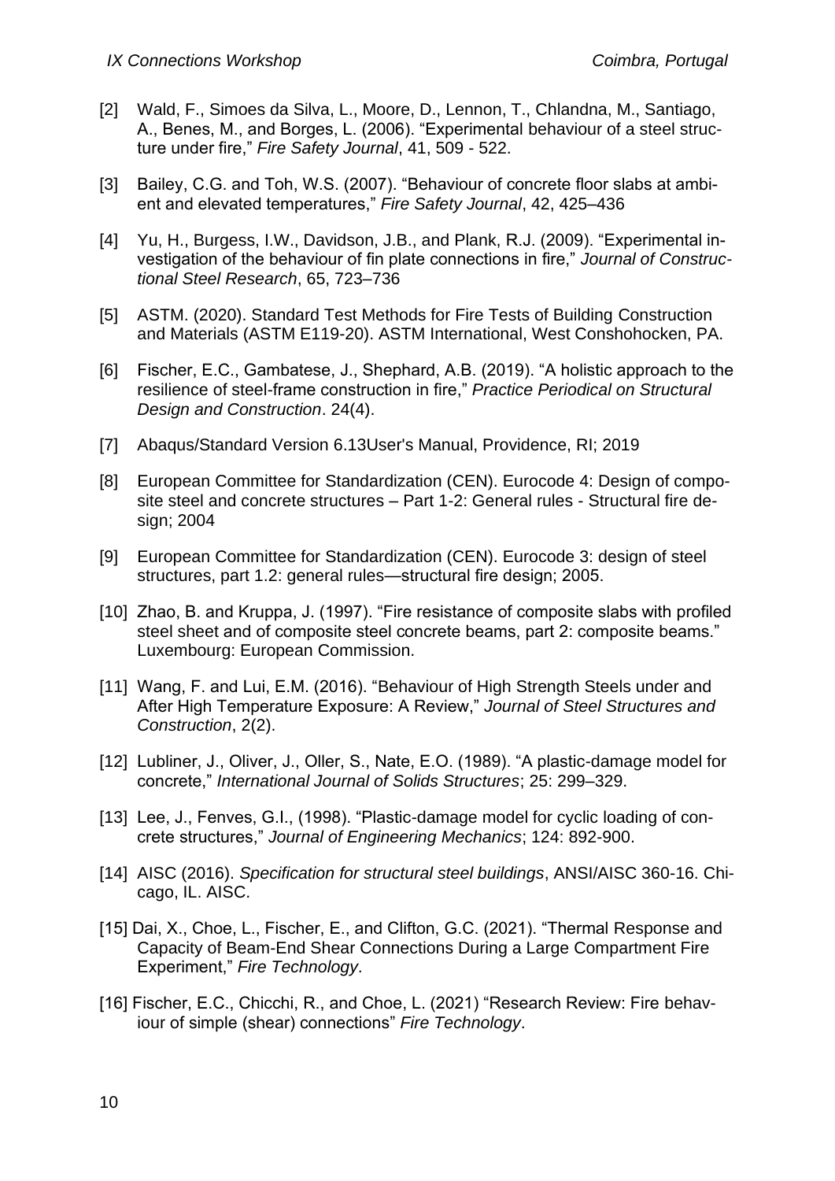[2] Wald, F., Simoes da Silva, L., Moore, D., Lennon, T., Chlandna, M., Santiago, A., Benes, M., and Borges, L. (2006). "Experimental behaviour of a steel structure under fire," *Fire Safety Journal*, 41, 509 - 522.

[3] Bailey, C.G. and Toh, W.S. (2007). "Behaviour of concrete floor slabs at ambient and elevated temperatures," *Fire Safety Journal*, 42, 425–436

[4] Yu, H., Burgess, I.W., Davidson, J.B., and Plank, R.J. (2009). "Experimental investigation of the behaviour of fin plate connections in fire," *Journal of Constructional Steel Research*, 65, 723–736

[5] ASTM. (2020). Standard Test Methods for Fire Tests of Building Construction and Materials (ASTM E119-20). ASTM International, West Conshohocken, PA.

[6] Fischer, E.C., Gambatese, J., Shephard, A.B. (2019). "A holistic approach to the resilience of steel-frame construction in fire," *Practice Periodical on Structural Design and Construction*. 24(4).

[7] Abaqus/Standard Version 6.13User's Manual, Providence, RI; 2019

[8] European Committee for Standardization (CEN). Eurocode 4: Design of composite steel and concrete structures – Part 1-2: General rules - Structural fire design; 2004

[9] European Committee for Standardization (CEN). Eurocode 3: design of steel structures, part 1.2: general rules—structural fire design; 2005.

[10] Zhao, B. and Kruppa, J. (1997). "Fire resistance of composite slabs with profiled steel sheet and of composite steel concrete beams, part 2: composite beams." Luxembourg: European Commission.

[11] Wang, F. and Lui, E.M. (2016). "Behaviour of High Strength Steels under and After High Temperature Exposure: A Review," *Journal of Steel Structures and Construction*, 2(2).

[12] Lubliner, J., Oliver, J., Oller, S., Nate, E.O. (1989). "A plastic-damage model for concrete," *International Journal of Solids Structures*; 25: 299–329.

[13] Lee, J., Fenves, G.I., (1998). "Plastic-damage model for cyclic loading of concrete structures," *Journal of Engineering Mechanics*; 124: 892-900.

[14] AISC (2016). *Specification for structural steel buildings*, ANSI/AISC 360-16. Chicago, IL. AISC.

[15] Dai, X., Choe, L., Fischer, E., and Clifton, G.C. (2021). "Thermal Response and Capacity of Beam-End Shear Connections During a Large Compartment Fire Experiment," *Fire Technology*.

[16] Fischer, E.C., Chicchi, R., and Choe, L. (2021) "Research Review: Fire behaviour of simple (shear) connections" *Fire Technology*.